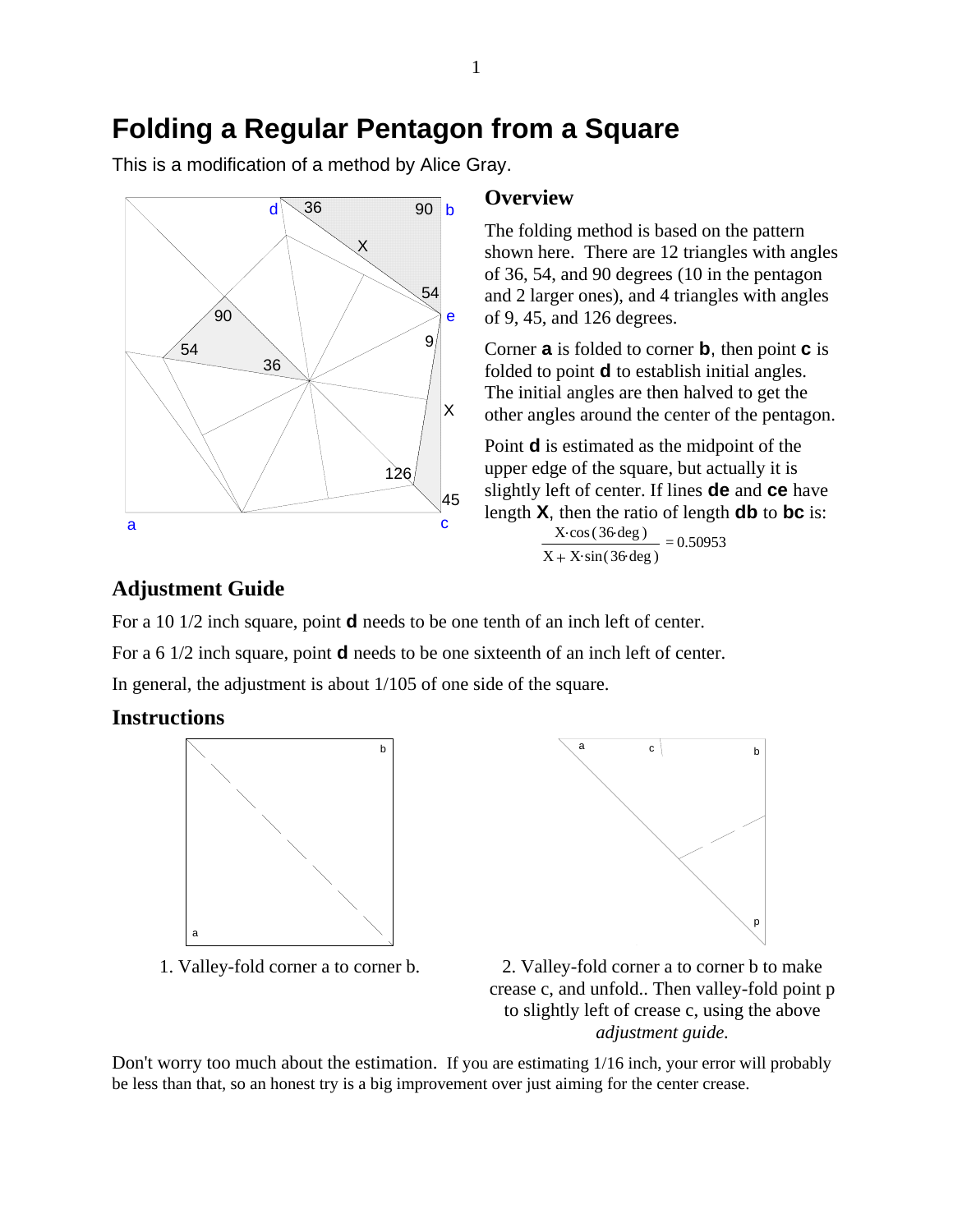# Folding a Regular Pentagon from a Square

This is a modification of a method by Alice Gray.

## Overview

The folding method is based on the pattern shown here. There are 12 triangles with angles of 36, 54, and 90 degrees (10 in the pentagon and 2 larger ones), and 4 triangles with angles of 9, 45, and 126 degrees.

Corner **a** is folded to corner **b**, then point **c** is folded to point **d** to establish initial angles. The initial angles are then halved to get the other angles around the center of the pentagon.

Point **d** is estimated as the midpoint of the upper edge of the square, but actually it is slightly left of center. If lines **de** and **ce** have length **X**, then the ratio of length **db** to **bc** is:

$$\frac{X \cdot \cos(36 \cdot \deg)}{X + X \cdot \sin(36 \cdot \deg)} = 0.50953$$

## Adjustment Guide

For a 10 1/2 inch square, point **d** needs to be one tenth of an inch left of center.

For a 6 1/2 inch square, point **d** needs to be one sixteenth of an inch left of center.

In general, the adjustment is about 1/105 of one side of the square.

## Instructions

1. Valley-fold corner a to corner b.

2. Valley-fold corner a to corner b to make crease c, and unfold.. Then valley-fold point p to slightly left of crease c, using the above *adjustment guide.*

Don't worry too much about the estimation. If you are estimating 1/16 inch, your error will probably be less than that, so an honest try is a big improvement over just aiming for the center crease.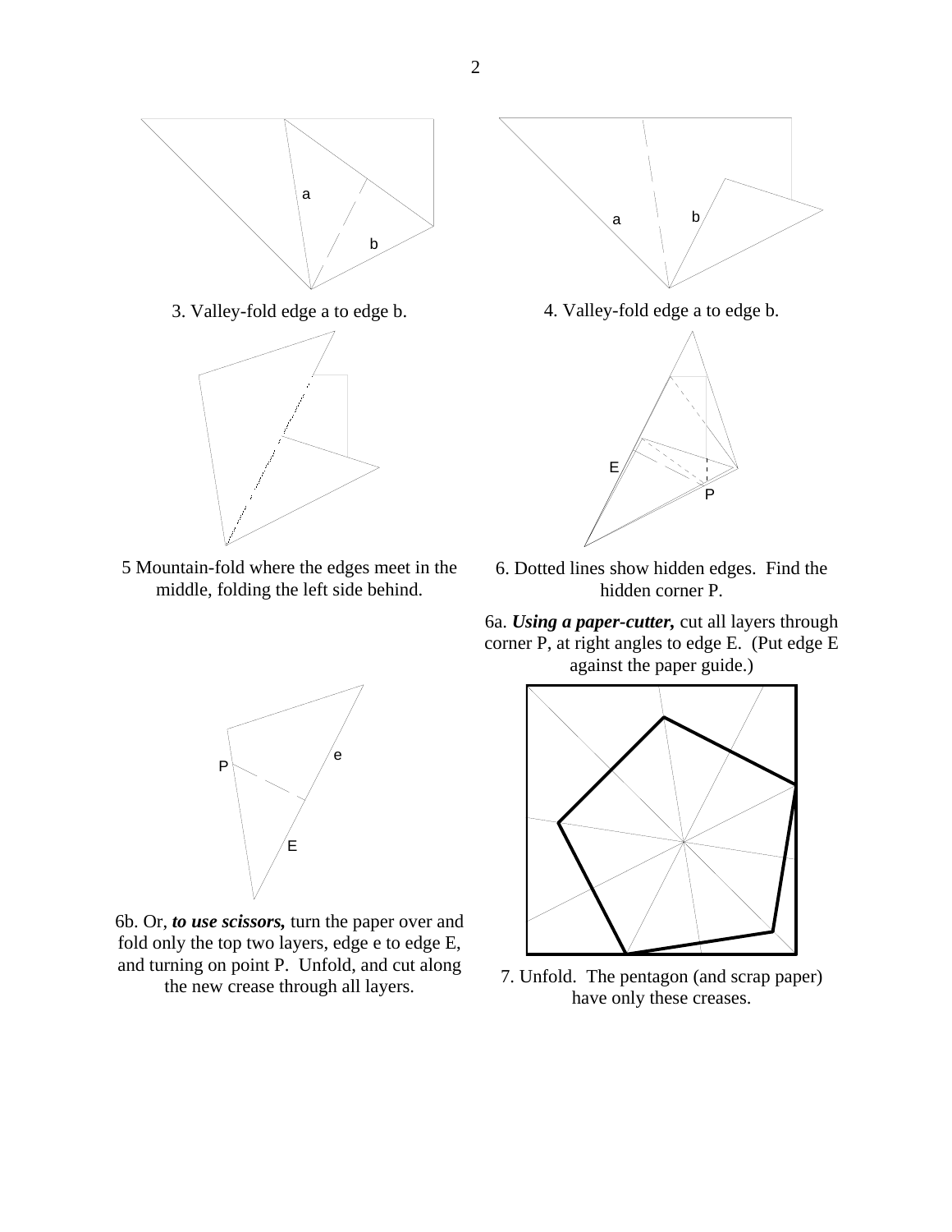3. Valley-fold edge a to edge b.

4. Valley-fold edge a to edge b.

5 Mountain-fold where the edges meet in the middle, folding the left side behind.

6. Dotted lines show hidden edges. Find the hidden corner P.

6a. ***Using a paper-cutter,*** cut all layers through corner P, at right angles to edge E. (Put edge E against the paper guide.)

6b. Or, ***to use scissors,*** turn the paper over and fold only the top two layers, edge e to edge E, and turning on point P. Unfold, and cut along the new crease through all layers.

7. Unfold. The pentagon (and scrap paper) have only these creases.